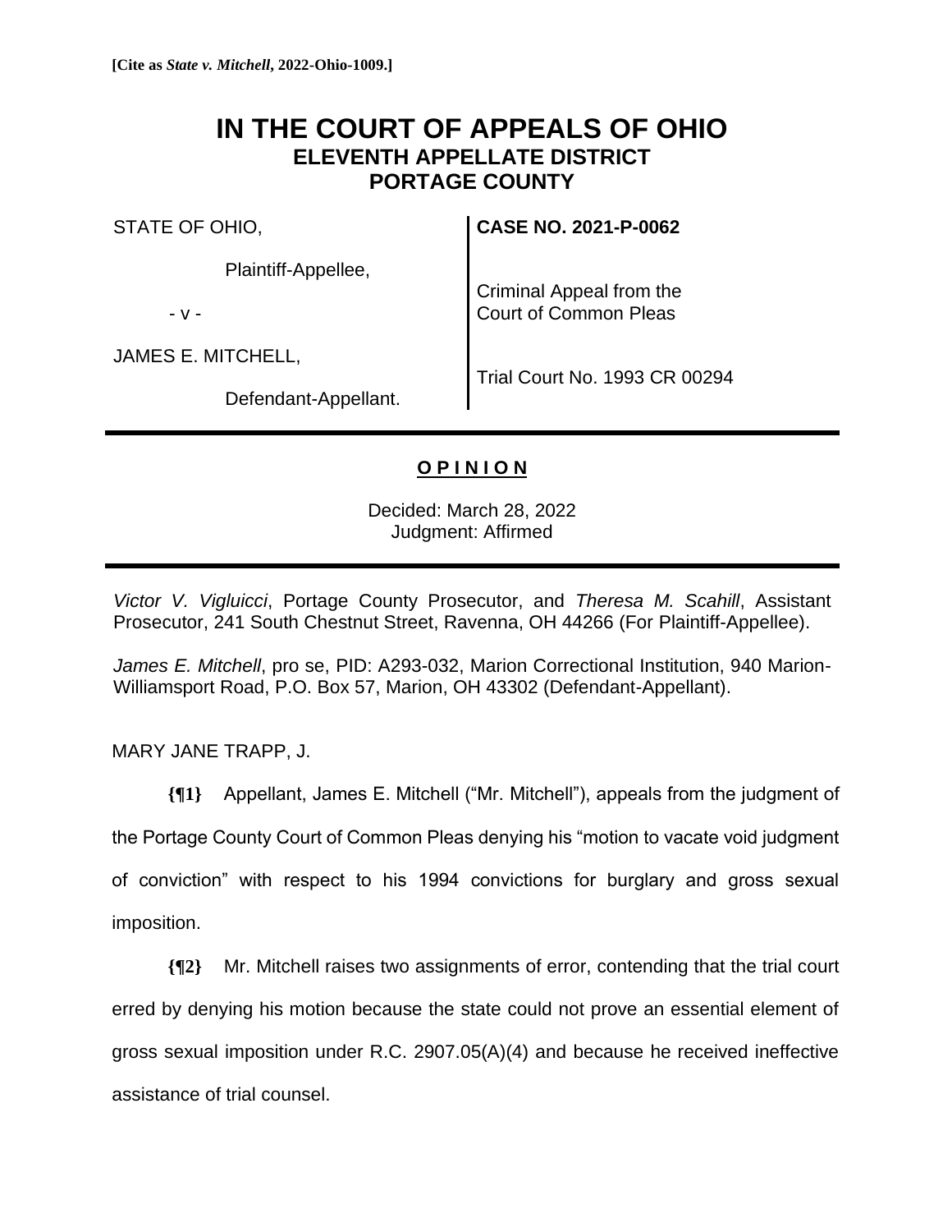**[Cite as *State v. Mitchell*, 2022-Ohio-1009.]**

# IN THE COURT OF APPEALS OF OHIO
## ELEVENTH APPELLATE DISTRICT
## PORTAGE COUNTY

| | |
|---|---|
| STATE OF OHIO, | **CASE NO. 2021-P-0062** |
| Plaintiff-Appellee, | |
| - v - | Criminal Appeal from the Court of Common Pleas |
| JAMES E. MITCHELL, | |
| Defendant-Appellant. | Trial Court No. 1993 CR 00294 |

**<u>O P I N I O N</u>**

Decided: March 28, 2022
Judgment: Affirmed

*Victor V. Vigluicci*, Portage County Prosecutor, and *Theresa M. Scahill*, Assistant Prosecutor, 241 South Chestnut Street, Ravenna, OH 44266 (For Plaintiff-Appellee).

*James E. Mitchell*, pro se, PID: A293-032, Marion Correctional Institution, 940 Marion-Williamsport Road, P.O. Box 57, Marion, OH 43302 (Defendant-Appellant).

MARY JANE TRAPP, J.

**{¶1}** Appellant, James E. Mitchell ("Mr. Mitchell"), appeals from the judgment of the Portage County Court of Common Pleas denying his "motion to vacate void judgment of conviction" with respect to his 1994 convictions for burglary and gross sexual imposition.

**{¶2}** Mr. Mitchell raises two assignments of error, contending that the trial court erred by denying his motion because the state could not prove an essential element of gross sexual imposition under R.C. 2907.05(A)(4) and because he received ineffective assistance of trial counsel.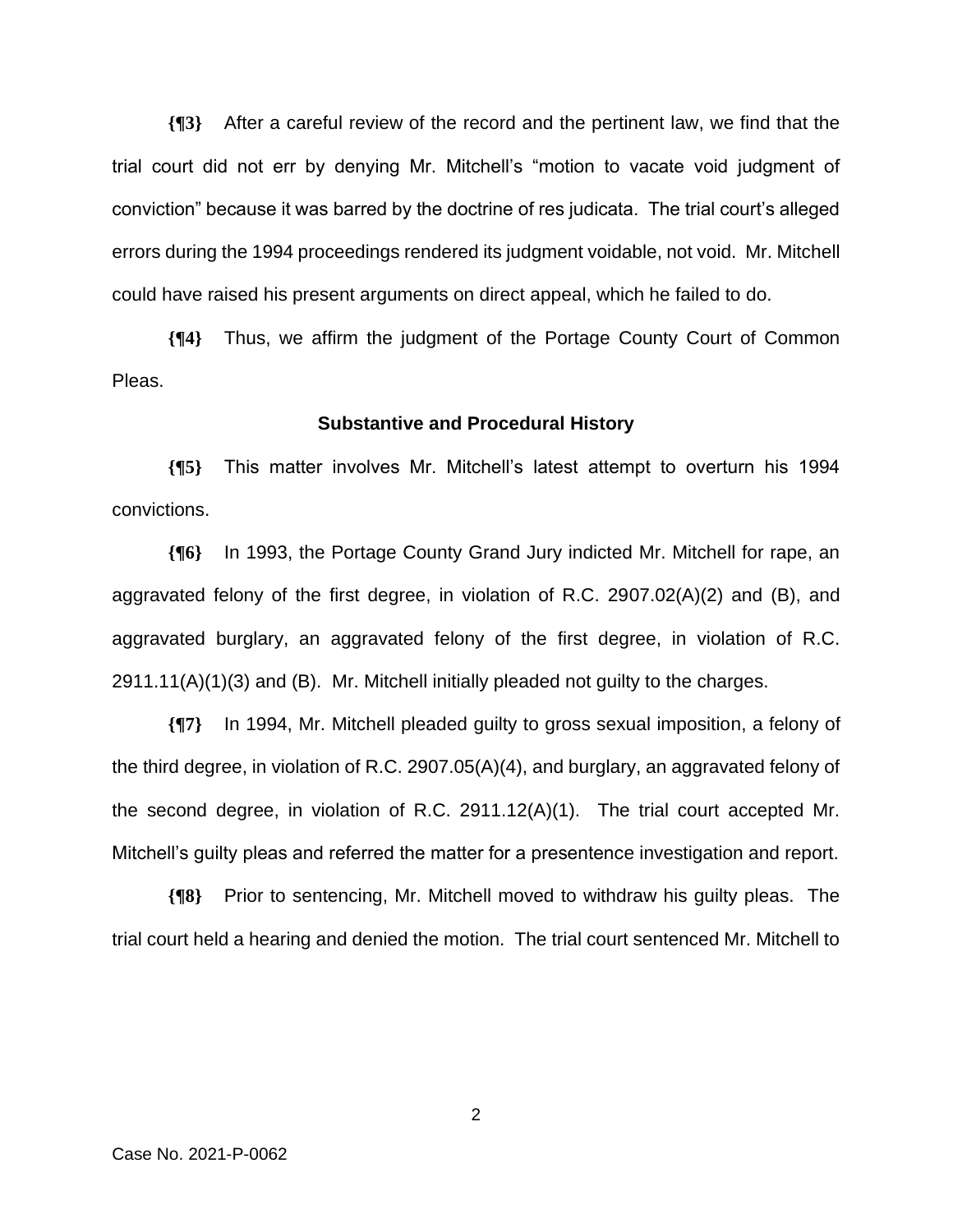**{¶3}** After a careful review of the record and the pertinent law, we find that the trial court did not err by denying Mr. Mitchell's "motion to vacate void judgment of conviction" because it was barred by the doctrine of res judicata. The trial court's alleged errors during the 1994 proceedings rendered its judgment voidable, not void. Mr. Mitchell could have raised his present arguments on direct appeal, which he failed to do.

**{¶4}** Thus, we affirm the judgment of the Portage County Court of Common Pleas.

### Substantive and Procedural History

**{¶5}** This matter involves Mr. Mitchell's latest attempt to overturn his 1994 convictions.

**{¶6}** In 1993, the Portage County Grand Jury indicted Mr. Mitchell for rape, an aggravated felony of the first degree, in violation of R.C. 2907.02(A)(2) and (B), and aggravated burglary, an aggravated felony of the first degree, in violation of R.C. 2911.11(A)(1)(3) and (B). Mr. Mitchell initially pleaded not guilty to the charges.

**{¶7}** In 1994, Mr. Mitchell pleaded guilty to gross sexual imposition, a felony of the third degree, in violation of R.C. 2907.05(A)(4), and burglary, an aggravated felony of the second degree, in violation of R.C. 2911.12(A)(1). The trial court accepted Mr. Mitchell's guilty pleas and referred the matter for a presentence investigation and report.

**{¶8}** Prior to sentencing, Mr. Mitchell moved to withdraw his guilty pleas. The trial court held a hearing and denied the motion. The trial court sentenced Mr. Mitchell to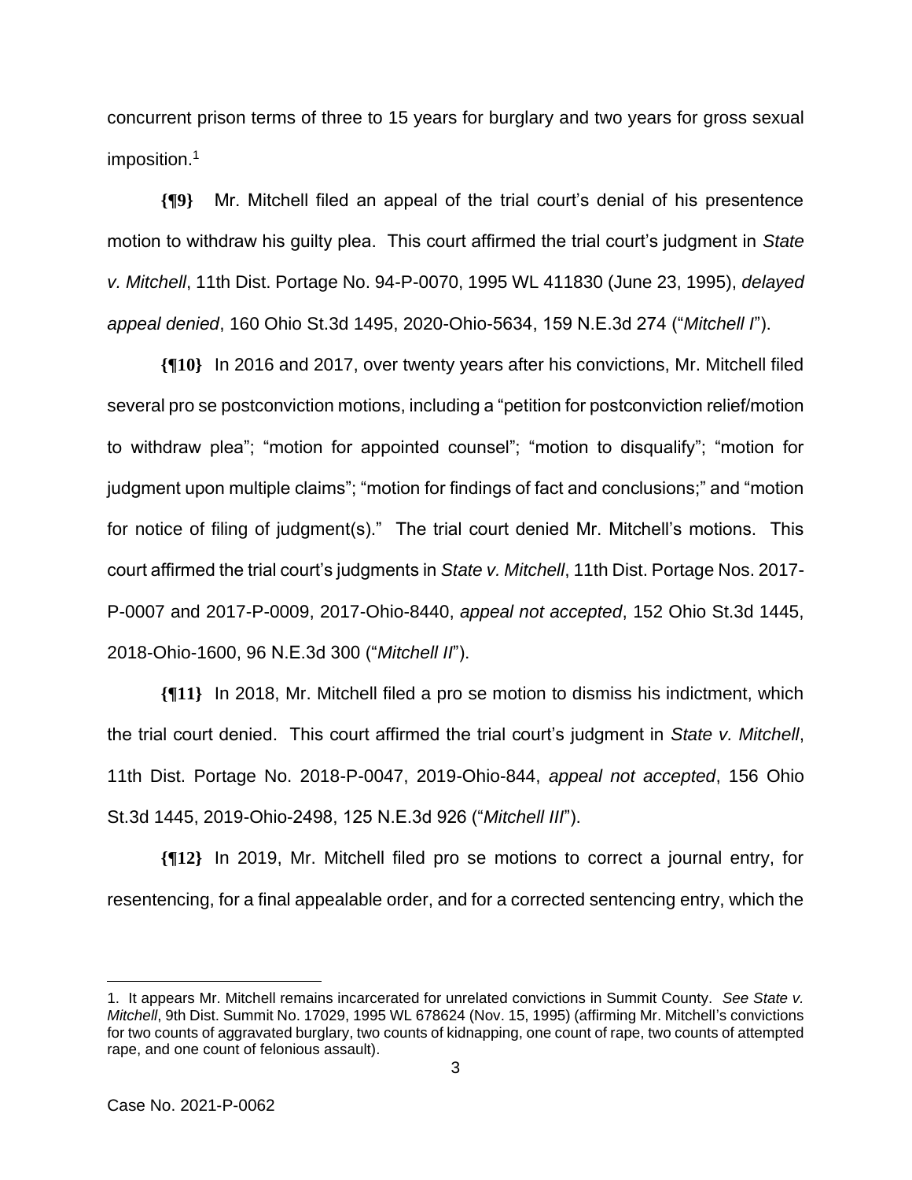concurrent prison terms of three to 15 years for burglary and two years for gross sexual imposition.[1]

**{¶9}** Mr. Mitchell filed an appeal of the trial court's denial of his presentence motion to withdraw his guilty plea. This court affirmed the trial court's judgment in *State v. Mitchell*, 11th Dist. Portage No. 94-P-0070, 1995 WL 411830 (June 23, 1995), *delayed appeal denied*, 160 Ohio St.3d 1495, 2020-Ohio-5634, 159 N.E.3d 274 ("*Mitchell I*").

**{¶10}** In 2016 and 2017, over twenty years after his convictions, Mr. Mitchell filed several pro se postconviction motions, including a "petition for postconviction relief/motion to withdraw plea"; "motion for appointed counsel"; "motion to disqualify"; "motion for judgment upon multiple claims"; "motion for findings of fact and conclusions;" and "motion for notice of filing of judgment(s)." The trial court denied Mr. Mitchell's motions. This court affirmed the trial court's judgments in *State v. Mitchell*, 11th Dist. Portage Nos. 2017-P-0007 and 2017-P-0009, 2017-Ohio-8440, *appeal not accepted*, 152 Ohio St.3d 1445, 2018-Ohio-1600, 96 N.E.3d 300 ("*Mitchell II*").

**{¶11}** In 2018, Mr. Mitchell filed a pro se motion to dismiss his indictment, which the trial court denied. This court affirmed the trial court's judgment in *State v. Mitchell*, 11th Dist. Portage No. 2018-P-0047, 2019-Ohio-844, *appeal not accepted*, 156 Ohio St.3d 1445, 2019-Ohio-2498, 125 N.E.3d 926 ("*Mitchell III*").

**{¶12}** In 2019, Mr. Mitchell filed pro se motions to correct a journal entry, for resentencing, for a final appealable order, and for a corrected sentencing entry, which the

---

1. It appears Mr. Mitchell remains incarcerated for unrelated convictions in Summit County. *See State v. Mitchell*, 9th Dist. Summit No. 17029, 1995 WL 678624 (Nov. 15, 1995) (affirming Mr. Mitchell's convictions for two counts of aggravated burglary, two counts of kidnapping, one count of rape, two counts of attempted rape, and one count of felonious assault).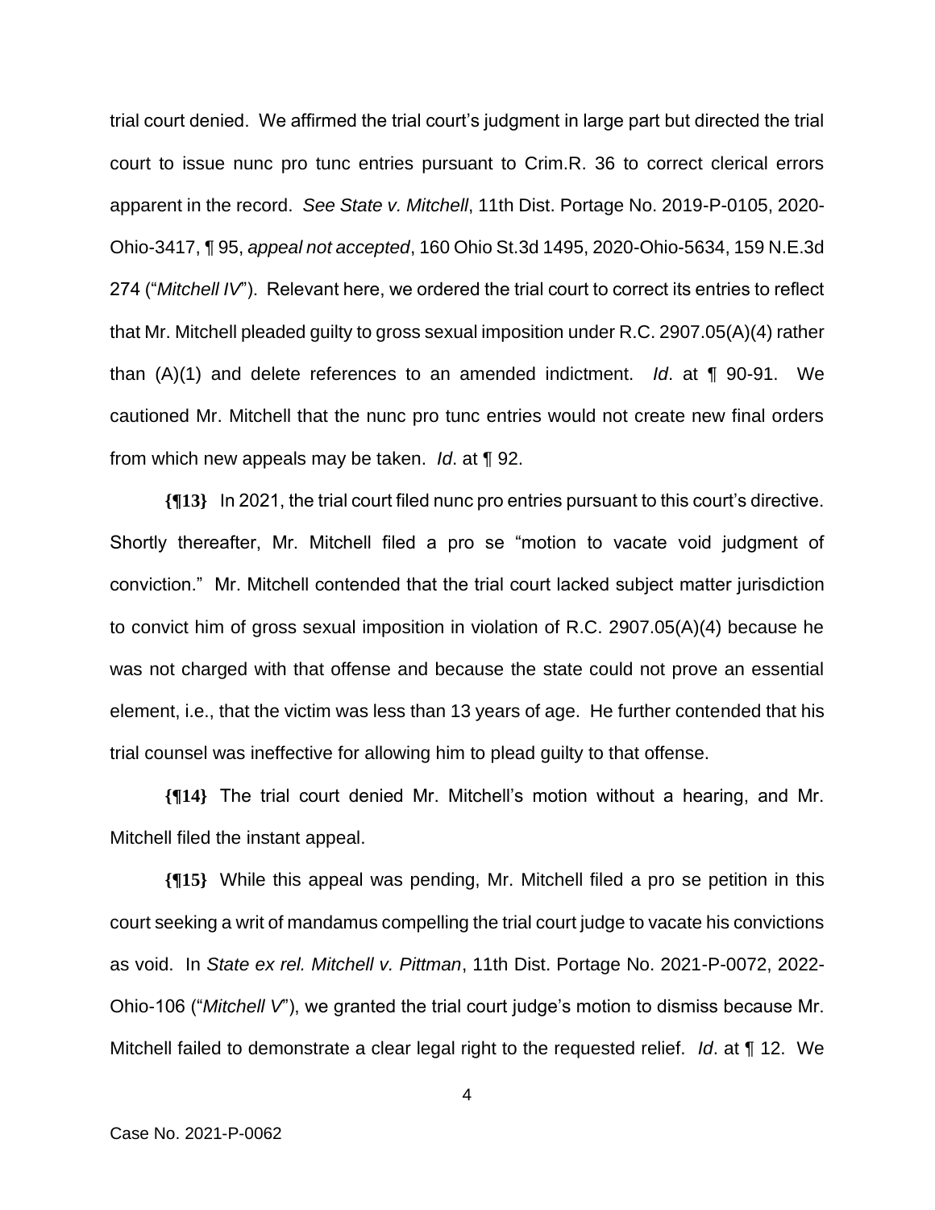trial court denied. We affirmed the trial court's judgment in large part but directed the trial court to issue nunc pro tunc entries pursuant to Crim.R. 36 to correct clerical errors apparent in the record. *See State v. Mitchell*, 11th Dist. Portage No. 2019-P-0105, 2020-Ohio-3417, ¶ 95, *appeal not accepted*, 160 Ohio St.3d 1495, 2020-Ohio-5634, 159 N.E.3d 274 ("*Mitchell IV*"). Relevant here, we ordered the trial court to correct its entries to reflect that Mr. Mitchell pleaded guilty to gross sexual imposition under R.C. 2907.05(A)(4) rather than (A)(1) and delete references to an amended indictment. *Id*. at ¶ 90-91. We cautioned Mr. Mitchell that the nunc pro tunc entries would not create new final orders from which new appeals may be taken. *Id*. at ¶ 92.

**{¶13}** In 2021, the trial court filed nunc pro entries pursuant to this court's directive. Shortly thereafter, Mr. Mitchell filed a pro se "motion to vacate void judgment of conviction." Mr. Mitchell contended that the trial court lacked subject matter jurisdiction to convict him of gross sexual imposition in violation of R.C. 2907.05(A)(4) because he was not charged with that offense and because the state could not prove an essential element, i.e., that the victim was less than 13 years of age. He further contended that his trial counsel was ineffective for allowing him to plead guilty to that offense.

**{¶14}** The trial court denied Mr. Mitchell's motion without a hearing, and Mr. Mitchell filed the instant appeal.

**{¶15}** While this appeal was pending, Mr. Mitchell filed a pro se petition in this court seeking a writ of mandamus compelling the trial court judge to vacate his convictions as void. In *State ex rel. Mitchell v. Pittman*, 11th Dist. Portage No. 2021-P-0072, 2022-Ohio-106 ("*Mitchell V*"), we granted the trial court judge's motion to dismiss because Mr. Mitchell failed to demonstrate a clear legal right to the requested relief. *Id*. at ¶ 12. We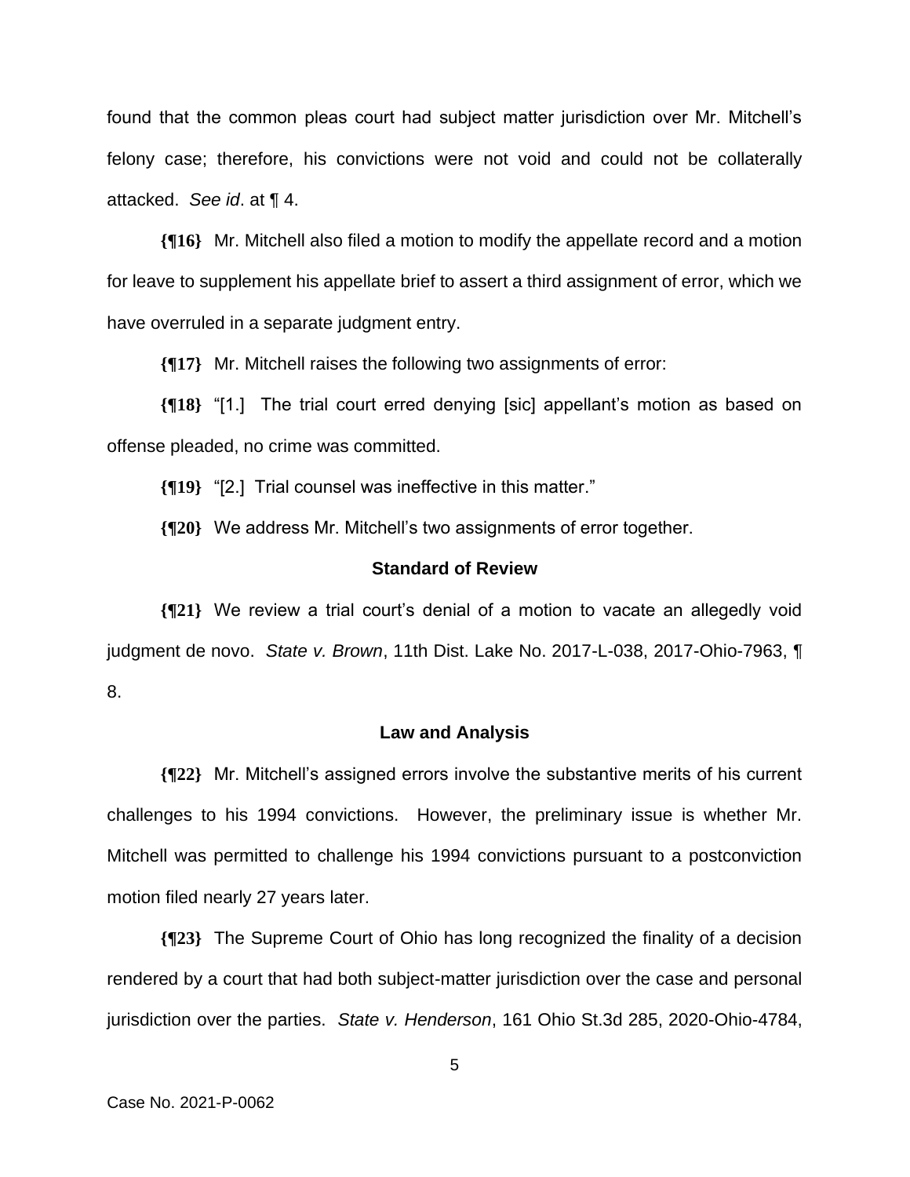found that the common pleas court had subject matter jurisdiction over Mr. Mitchell's felony case; therefore, his convictions were not void and could not be collaterally attacked. *See id*. at ¶ 4.

**{¶16}** Mr. Mitchell also filed a motion to modify the appellate record and a motion for leave to supplement his appellate brief to assert a third assignment of error, which we have overruled in a separate judgment entry.

**{¶17}** Mr. Mitchell raises the following two assignments of error:

**{¶18}** "[1.] The trial court erred denying [sic] appellant's motion as based on offense pleaded, no crime was committed.

**{¶19}** "[2.] Trial counsel was ineffective in this matter."

**{¶20}** We address Mr. Mitchell's two assignments of error together.

**Standard of Review**

**{¶21}** We review a trial court's denial of a motion to vacate an allegedly void judgment de novo. *State v. Brown*, 11th Dist. Lake No. 2017-L-038, 2017-Ohio-7963, ¶ 8.

**Law and Analysis**

**{¶22}** Mr. Mitchell's assigned errors involve the substantive merits of his current challenges to his 1994 convictions. However, the preliminary issue is whether Mr. Mitchell was permitted to challenge his 1994 convictions pursuant to a postconviction motion filed nearly 27 years later.

**{¶23}** The Supreme Court of Ohio has long recognized the finality of a decision rendered by a court that had both subject-matter jurisdiction over the case and personal jurisdiction over the parties. *State v. Henderson*, 161 Ohio St.3d 285, 2020-Ohio-4784,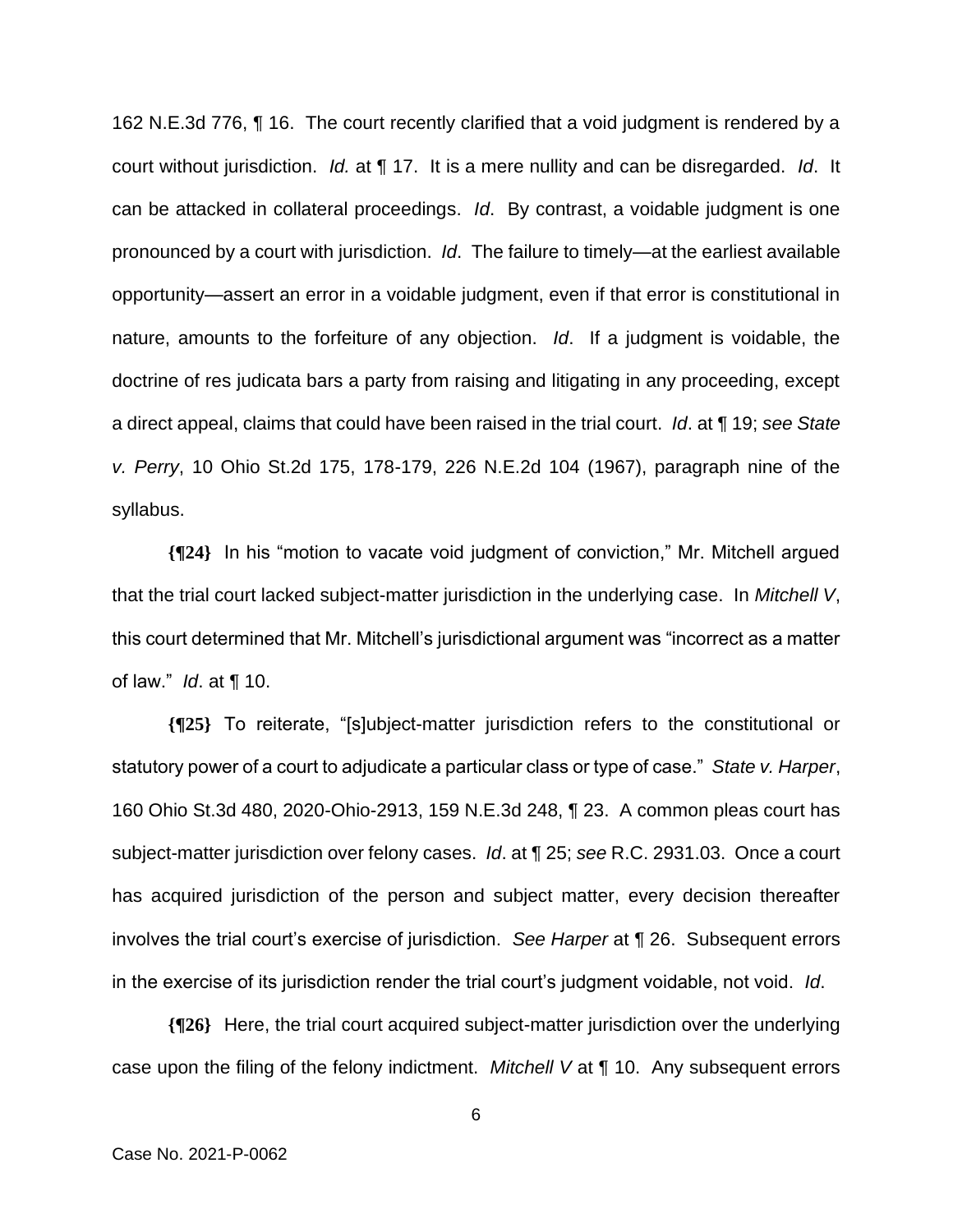162 N.E.3d 776, ¶ 16. The court recently clarified that a void judgment is rendered by a court without jurisdiction. *Id.* at ¶ 17. It is a mere nullity and can be disregarded. *Id*. It can be attacked in collateral proceedings. *Id*. By contrast, a voidable judgment is one pronounced by a court with jurisdiction. *Id*. The failure to timely—at the earliest available opportunity—assert an error in a voidable judgment, even if that error is constitutional in nature, amounts to the forfeiture of any objection. *Id*. If a judgment is voidable, the doctrine of res judicata bars a party from raising and litigating in any proceeding, except a direct appeal, claims that could have been raised in the trial court. *Id*. at ¶ 19; *see State v. Perry*, 10 Ohio St.2d 175, 178-179, 226 N.E.2d 104 (1967), paragraph nine of the syllabus.

**{¶24}** In his "motion to vacate void judgment of conviction," Mr. Mitchell argued that the trial court lacked subject-matter jurisdiction in the underlying case. In *Mitchell V*, this court determined that Mr. Mitchell's jurisdictional argument was "incorrect as a matter of law." *Id*. at ¶ 10.

**{¶25}** To reiterate, "[s]ubject-matter jurisdiction refers to the constitutional or statutory power of a court to adjudicate a particular class or type of case." *State v. Harper*, 160 Ohio St.3d 480, 2020-Ohio-2913, 159 N.E.3d 248, ¶ 23. A common pleas court has subject-matter jurisdiction over felony cases. *Id*. at ¶ 25; *see* R.C. 2931.03. Once a court has acquired jurisdiction of the person and subject matter, every decision thereafter involves the trial court's exercise of jurisdiction. *See Harper* at ¶ 26. Subsequent errors in the exercise of its jurisdiction render the trial court's judgment voidable, not void. *Id*.

**{¶26}** Here, the trial court acquired subject-matter jurisdiction over the underlying case upon the filing of the felony indictment. *Mitchell V* at ¶ 10. Any subsequent errors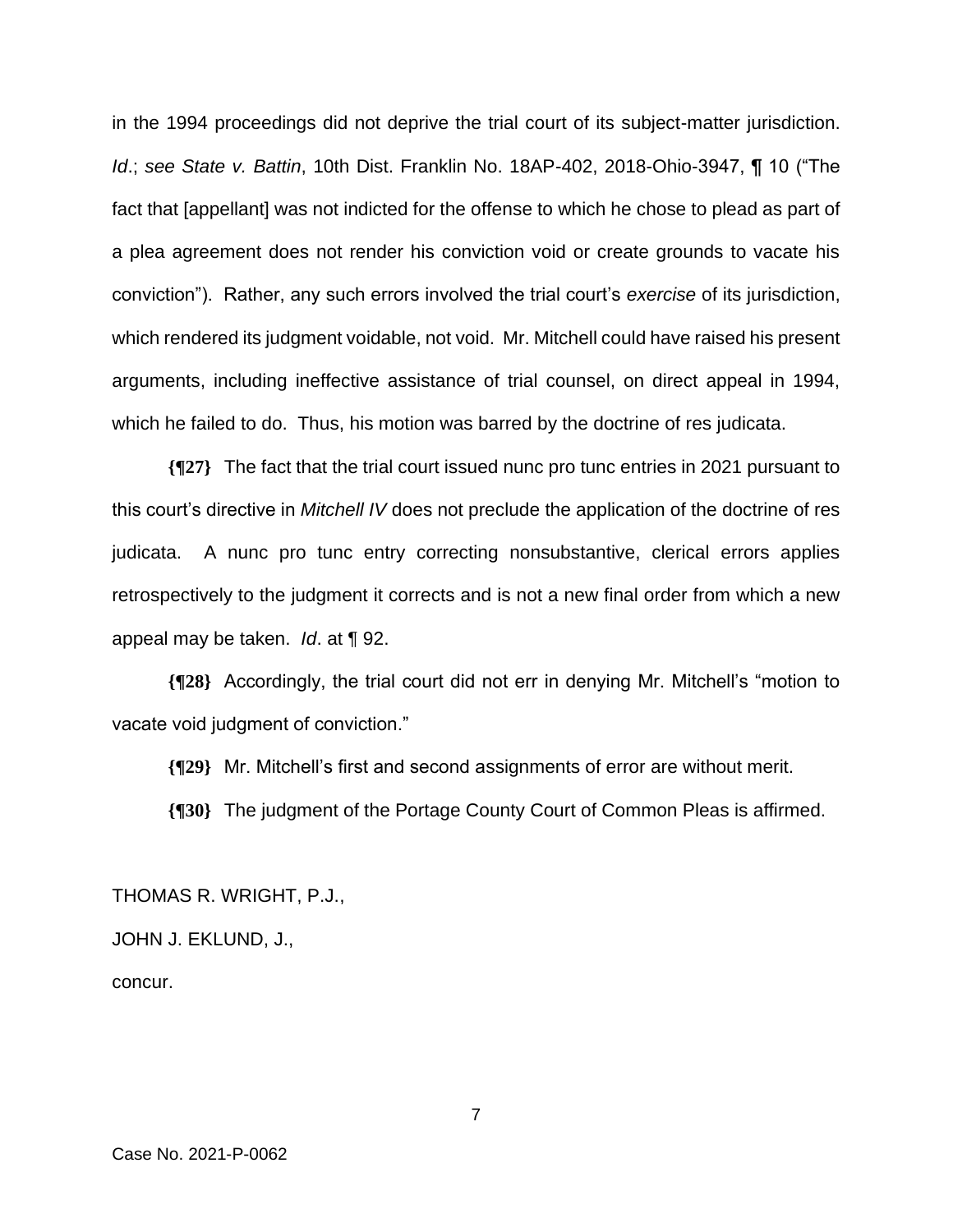in the 1994 proceedings did not deprive the trial court of its subject-matter jurisdiction. *Id*.; *see State v. Battin*, 10th Dist. Franklin No. 18AP-402, 2018-Ohio-3947, ¶ 10 ("The fact that [appellant] was not indicted for the offense to which he chose to plead as part of a plea agreement does not render his conviction void or create grounds to vacate his conviction"). Rather, any such errors involved the trial court's *exercise* of its jurisdiction, which rendered its judgment voidable, not void. Mr. Mitchell could have raised his present arguments, including ineffective assistance of trial counsel, on direct appeal in 1994, which he failed to do. Thus, his motion was barred by the doctrine of res judicata.

**{¶27}** The fact that the trial court issued nunc pro tunc entries in 2021 pursuant to this court's directive in *Mitchell IV* does not preclude the application of the doctrine of res judicata. A nunc pro tunc entry correcting nonsubstantive, clerical errors applies retrospectively to the judgment it corrects and is not a new final order from which a new appeal may be taken. *Id*. at ¶ 92.

**{¶28}** Accordingly, the trial court did not err in denying Mr. Mitchell's "motion to vacate void judgment of conviction."

**{¶29}** Mr. Mitchell's first and second assignments of error are without merit.

**{¶30}** The judgment of the Portage County Court of Common Pleas is affirmed.

THOMAS R. WRIGHT, P.J.,

JOHN J. EKLUND, J.,

concur.